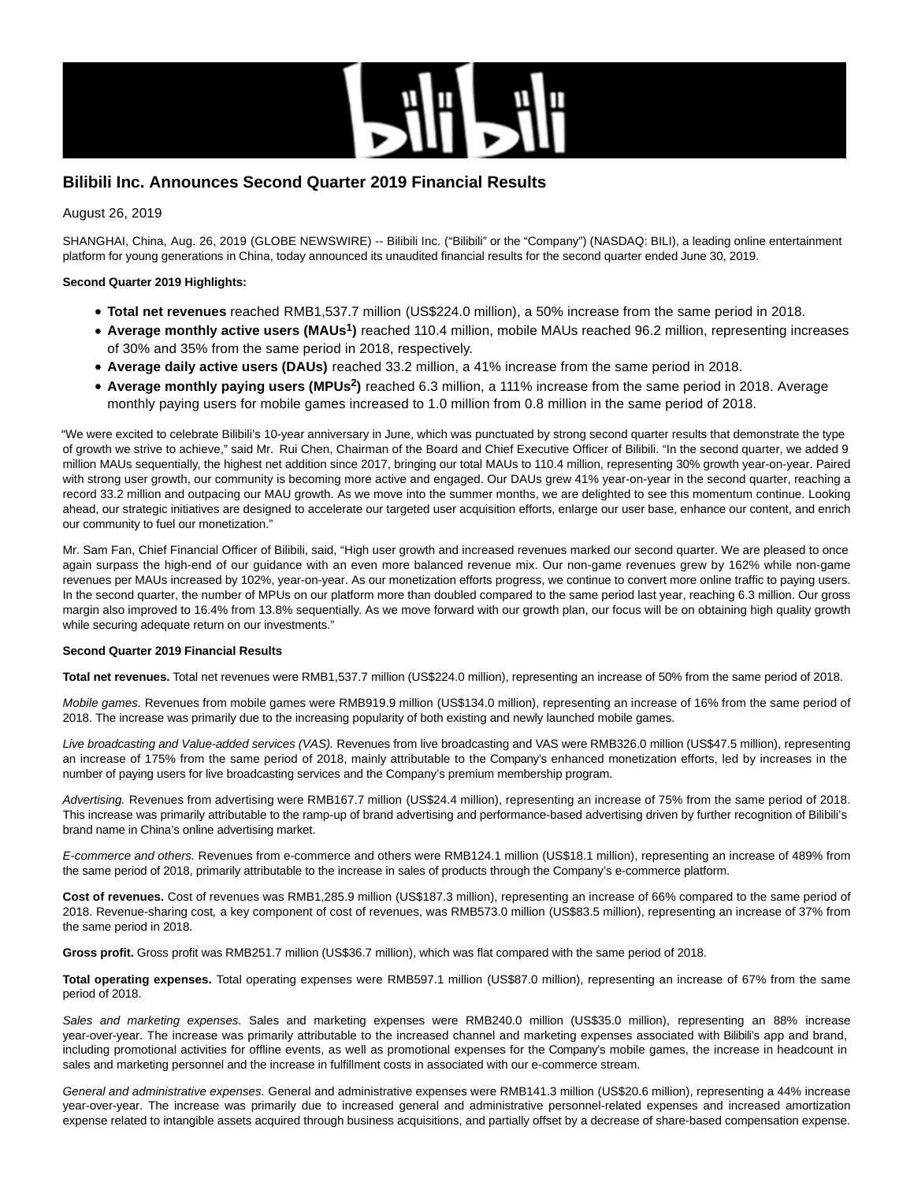# Bilibili Inc. Announces Second Quarter 2019 Financial Results

August 26, 2019

SHANGHAI, China, Aug. 26, 2019 (GLOBE NEWSWIRE) -- Bilibili Inc. ("Bilibili" or the "Company") (NASDAQ: BILI), a leading online entertainment platform for young generations in China, today announced its unaudited financial results for the second quarter ended June 30, 2019.

**Second Quarter 2019 Highlights:**

- **Total net revenues** reached RMB1,537.7 million (US$224.0 million), a 50% increase from the same period in 2018.
- **Average monthly active users (MAUs[1])** reached 110.4 million, mobile MAUs reached 96.2 million, representing increases of 30% and 35% from the same period in 2018, respectively.
- **Average daily active users (DAUs)** reached 33.2 million, a 41% increase from the same period in 2018.
- **Average monthly paying users (MPUs[2])** reached 6.3 million, a 111% increase from the same period in 2018. Average monthly paying users for mobile games increased to 1.0 million from 0.8 million in the same period of 2018.

"We were excited to celebrate Bilibili's 10-year anniversary in June, which was punctuated by strong second quarter results that demonstrate the type of growth we strive to achieve," said Mr. Rui Chen, Chairman of the Board and Chief Executive Officer of Bilibili. "In the second quarter, we added 9 million MAUs sequentially, the highest net addition since 2017, bringing our total MAUs to 110.4 million, representing 30% growth year-on-year. Paired with strong user growth, our community is becoming more active and engaged. Our DAUs grew 41% year-on-year in the second quarter, reaching a record 33.2 million and outpacing our MAU growth. As we move into the summer months, we are delighted to see this momentum continue. Looking ahead, our strategic initiatives are designed to accelerate our targeted user acquisition efforts, enlarge our user base, enhance our content, and enrich our community to fuel our monetization."

Mr. Sam Fan, Chief Financial Officer of Bilibili, said, "High user growth and increased revenues marked our second quarter. We are pleased to once again surpass the high-end of our guidance with an even more balanced revenue mix. Our non-game revenues grew by 162% while non-game revenues per MAUs increased by 102%, year-on-year. As our monetization efforts progress, we continue to convert more online traffic to paying users. In the second quarter, the number of MPUs on our platform more than doubled compared to the same period last year, reaching 6.3 million. Our gross margin also improved to 16.4% from 13.8% sequentially. As we move forward with our growth plan, our focus will be on obtaining high quality growth while securing adequate return on our investments."

**Second Quarter 2019 Financial Results**

**Total net revenues.** Total net revenues were RMB1,537.7 million (US$224.0 million), representing an increase of 50% from the same period of 2018.

*Mobile games.* Revenues from mobile games were RMB919.9 million (US$134.0 million), representing an increase of 16% from the same period of 2018. The increase was primarily due to the increasing popularity of both existing and newly launched mobile games.

*Live broadcasting and Value-added services (VAS).* Revenues from live broadcasting and VAS were RMB326.0 million (US$47.5 million), representing an increase of 175% from the same period of 2018, mainly attributable to the Company's enhanced monetization efforts, led by increases in the number of paying users for live broadcasting services and the Company's premium membership program.

*Advertising.* Revenues from advertising were RMB167.7 million (US$24.4 million), representing an increase of 75% from the same period of 2018. This increase was primarily attributable to the ramp-up of brand advertising and performance-based advertising driven by further recognition of Bilibili's brand name in China's online advertising market.

*E-commerce and others.* Revenues from e-commerce and others were RMB124.1 million (US$18.1 million), representing an increase of 489% from the same period of 2018, primarily attributable to the increase in sales of products through the Company's e-commerce platform.

**Cost of revenues.** Cost of revenues was RMB1,285.9 million (US$187.3 million), representing an increase of 66% compared to the same period of 2018. Revenue-sharing cost, a key component of cost of revenues, was RMB573.0 million (US$83.5 million), representing an increase of 37% from the same period in 2018.

**Gross profit.** Gross profit was RMB251.7 million (US$36.7 million), which was flat compared with the same period of 2018.

**Total operating expenses.** Total operating expenses were RMB597.1 million (US$87.0 million), representing an increase of 67% from the same period of 2018.

*Sales and marketing expenses.* Sales and marketing expenses were RMB240.0 million (US$35.0 million), representing an 88% increase year-over-year. The increase was primarily attributable to the increased channel and marketing expenses associated with Bilibili's app and brand, including promotional activities for offline events, as well as promotional expenses for the Company's mobile games, the increase in headcount in sales and marketing personnel and the increase in fulfillment costs in associated with our e-commerce stream.

*General and administrative expenses.* General and administrative expenses were RMB141.3 million (US$20.6 million), representing a 44% increase year-over-year. The increase was primarily due to increased general and administrative personnel-related expenses and increased amortization expense related to intangible assets acquired through business acquisitions, and partially offset by a decrease of share-based compensation expense.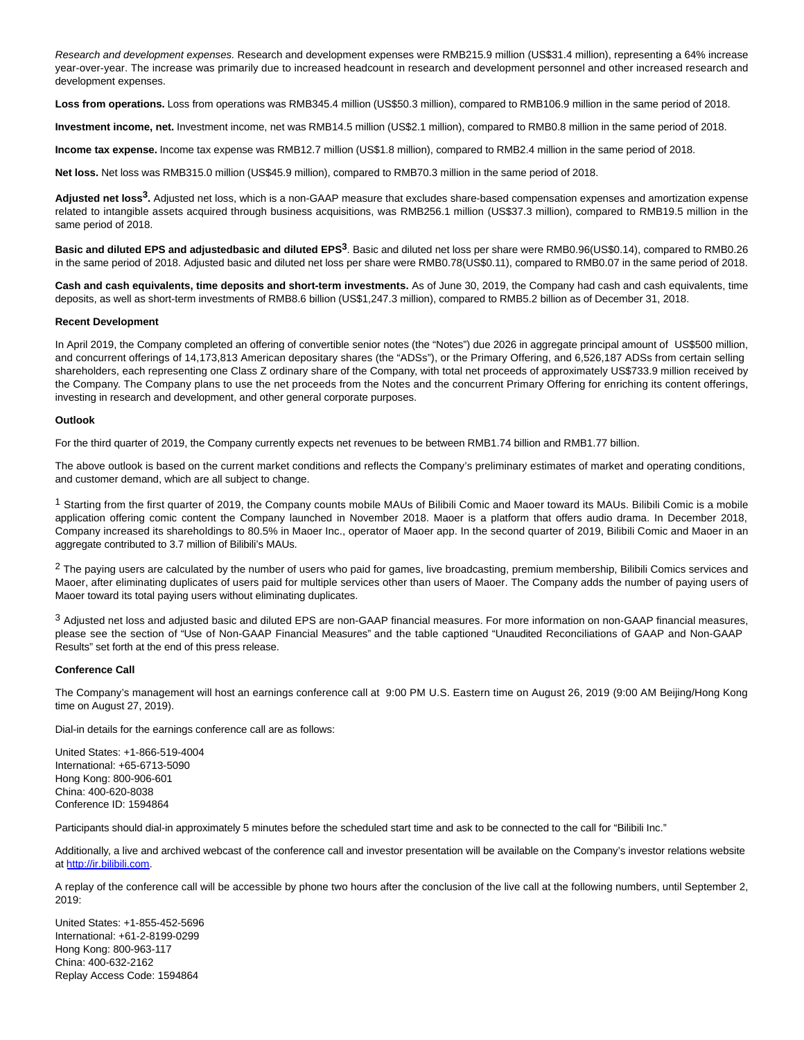*Research and development expenses.* Research and development expenses were RMB215.9 million (US$31.4 million), representing a 64% increase year-over-year. The increase was primarily due to increased headcount in research and development personnel and other increased research and development expenses.

**Loss from operations.** Loss from operations was RMB345.4 million (US$50.3 million), compared to RMB106.9 million in the same period of 2018.

**Investment income, net.** Investment income, net was RMB14.5 million (US$2.1 million), compared to RMB0.8 million in the same period of 2018.

**Income tax expense.** Income tax expense was RMB12.7 million (US$1.8 million), compared to RMB2.4 million in the same period of 2018.

**Net loss.** Net loss was RMB315.0 million (US$45.9 million), compared to RMB70.3 million in the same period of 2018.

**Adjusted net loss[3].** Adjusted net loss, which is a non-GAAP measure that excludes share-based compensation expenses and amortization expense related to intangible assets acquired through business acquisitions, was RMB256.1 million (US$37.3 million), compared to RMB19.5 million in the same period of 2018.

**Basic and diluted EPS and adjustedbasic and diluted EPS[3]**. Basic and diluted net loss per share were RMB0.96(US$0.14), compared to RMB0.26 in the same period of 2018. Adjusted basic and diluted net loss per share were RMB0.78(US$0.11), compared to RMB0.07 in the same period of 2018.

**Cash and cash equivalents, time deposits and short-term investments.** As of June 30, 2019, the Company had cash and cash equivalents, time deposits, as well as short-term investments of RMB8.6 billion (US$1,247.3 million), compared to RMB5.2 billion as of December 31, 2018.

**Recent Development**

In April 2019, the Company completed an offering of convertible senior notes (the "Notes") due 2026 in aggregate principal amount of US$500 million, and concurrent offerings of 14,173,813 American depositary shares (the "ADSs"), or the Primary Offering, and 6,526,187 ADSs from certain selling shareholders, each representing one Class Z ordinary share of the Company, with total net proceeds of approximately US$733.9 million received by the Company. The Company plans to use the net proceeds from the Notes and the concurrent Primary Offering for enriching its content offerings, investing in research and development, and other general corporate purposes.

**Outlook**

For the third quarter of 2019, the Company currently expects net revenues to be between RMB1.74 billion and RMB1.77 billion.

The above outlook is based on the current market conditions and reflects the Company's preliminary estimates of market and operating conditions, and customer demand, which are all subject to change.

[1] Starting from the first quarter of 2019, the Company counts mobile MAUs of Bilibili Comic and Maoer toward its MAUs. Bilibili Comic is a mobile application offering comic content the Company launched in November 2018. Maoer is a platform that offers audio drama. In December 2018, Company increased its shareholdings to 80.5% in Maoer Inc., operator of Maoer app. In the second quarter of 2019, Bilibili Comic and Maoer in an aggregate contributed to 3.7 million of Bilibili's MAUs.

[2] The paying users are calculated by the number of users who paid for games, live broadcasting, premium membership, Bilibili Comics services and Maoer, after eliminating duplicates of users paid for multiple services other than users of Maoer. The Company adds the number of paying users of Maoer toward its total paying users without eliminating duplicates.

[3] Adjusted net loss and adjusted basic and diluted EPS are non-GAAP financial measures. For more information on non-GAAP financial measures, please see the section of "Use of Non-GAAP Financial Measures" and the table captioned "Unaudited Reconciliations of GAAP and Non-GAAP Results" set forth at the end of this press release.

**Conference Call**

The Company's management will host an earnings conference call at 9:00 PM U.S. Eastern time on August 26, 2019 (9:00 AM Beijing/Hong Kong time on August 27, 2019).

Dial-in details for the earnings conference call are as follows:

United States: +1-866-519-4004
International: +65-6713-5090
Hong Kong: 800-906-601
China: 400-620-8038
Conference ID: 1594864

Participants should dial-in approximately 5 minutes before the scheduled start time and ask to be connected to the call for "Bilibili Inc."

Additionally, a live and archived webcast of the conference call and investor presentation will be available on the Company's investor relations website at http://ir.bilibili.com.

A replay of the conference call will be accessible by phone two hours after the conclusion of the live call at the following numbers, until September 2, 2019:

United States: +1-855-452-5696
International: +61-2-8199-0299
Hong Kong: 800-963-117
China: 400-632-2162
Replay Access Code: 1594864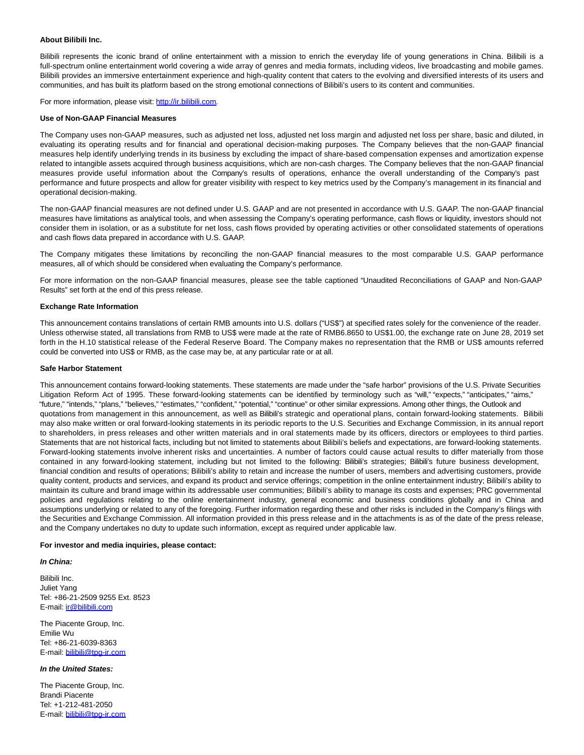**About Bilibili Inc.**

Bilibili represents the iconic brand of online entertainment with a mission to enrich the everyday life of young generations in China. Bilibili is a full-spectrum online entertainment world covering a wide array of genres and media formats, including videos, live broadcasting and mobile games. Bilibili provides an immersive entertainment experience and high-quality content that caters to the evolving and diversified interests of its users and communities, and has built its platform based on the strong emotional connections of Bilibili's users to its content and communities.

For more information, please visit: http://ir.bilibili.com.

**Use of Non-GAAP Financial Measures**

The Company uses non-GAAP measures, such as adjusted net loss, adjusted net loss margin and adjusted net loss per share, basic and diluted, in evaluating its operating results and for financial and operational decision-making purposes. The Company believes that the non-GAAP financial measures help identify underlying trends in its business by excluding the impact of share-based compensation expenses and amortization expense related to intangible assets acquired through business acquisitions, which are non-cash charges. The Company believes that the non-GAAP financial measures provide useful information about the Company's results of operations, enhance the overall understanding of the Company's past performance and future prospects and allow for greater visibility with respect to key metrics used by the Company's management in its financial and operational decision-making.

The non-GAAP financial measures are not defined under U.S. GAAP and are not presented in accordance with U.S. GAAP. The non-GAAP financial measures have limitations as analytical tools, and when assessing the Company's operating performance, cash flows or liquidity, investors should not consider them in isolation, or as a substitute for net loss, cash flows provided by operating activities or other consolidated statements of operations and cash flows data prepared in accordance with U.S. GAAP.

The Company mitigates these limitations by reconciling the non-GAAP financial measures to the most comparable U.S. GAAP performance measures, all of which should be considered when evaluating the Company's performance.

For more information on the non-GAAP financial measures, please see the table captioned "Unaudited Reconciliations of GAAP and Non-GAAP Results" set forth at the end of this press release.

**Exchange Rate Information**

This announcement contains translations of certain RMB amounts into U.S. dollars ("US$") at specified rates solely for the convenience of the reader. Unless otherwise stated, all translations from RMB to US$ were made at the rate of RMB6.8650 to US$1.00, the exchange rate on June 28, 2019 set forth in the H.10 statistical release of the Federal Reserve Board. The Company makes no representation that the RMB or US$ amounts referred could be converted into US$ or RMB, as the case may be, at any particular rate or at all.

**Safe Harbor Statement**

This announcement contains forward-looking statements. These statements are made under the "safe harbor" provisions of the U.S. Private Securities Litigation Reform Act of 1995. These forward-looking statements can be identified by terminology such as "will," "expects," "anticipates," "aims," "future," "intends," "plans," "believes," "estimates," "confident," "potential," "continue" or other similar expressions. Among other things, the Outlook and quotations from management in this announcement, as well as Bilibili's strategic and operational plans, contain forward-looking statements. Bilibili may also make written or oral forward-looking statements in its periodic reports to the U.S. Securities and Exchange Commission, in its annual report to shareholders, in press releases and other written materials and in oral statements made by its officers, directors or employees to third parties. Statements that are not historical facts, including but not limited to statements about Bilibili's beliefs and expectations, are forward-looking statements. Forward-looking statements involve inherent risks and uncertainties. A number of factors could cause actual results to differ materially from those contained in any forward-looking statement, including but not limited to the following: Bilibili's strategies; Bilibili's future business development, financial condition and results of operations; Bilibili's ability to retain and increase the number of users, members and advertising customers, provide quality content, products and services, and expand its product and service offerings; competition in the online entertainment industry; Bilibili's ability to maintain its culture and brand image within its addressable user communities; Bilibili's ability to manage its costs and expenses; PRC governmental policies and regulations relating to the online entertainment industry, general economic and business conditions globally and in China and assumptions underlying or related to any of the foregoing. Further information regarding these and other risks is included in the Company's filings with the Securities and Exchange Commission. All information provided in this press release and in the attachments is as of the date of the press release, and the Company undertakes no duty to update such information, except as required under applicable law.

**For investor and media inquiries, please contact:**

***In China:***

Bilibili Inc.
Juliet Yang
Tel: +86-21-2509 9255 Ext. 8523
E-mail: ir@bilibili.com

The Piacente Group, Inc.
Emilie Wu
Tel: +86-21-6039-8363
E-mail: bilibili@tpg-ir.com

***In the United States:***

The Piacente Group, Inc.
Brandi Piacente
Tel: +1-212-481-2050
E-mail: bilibili@tpg-ir.com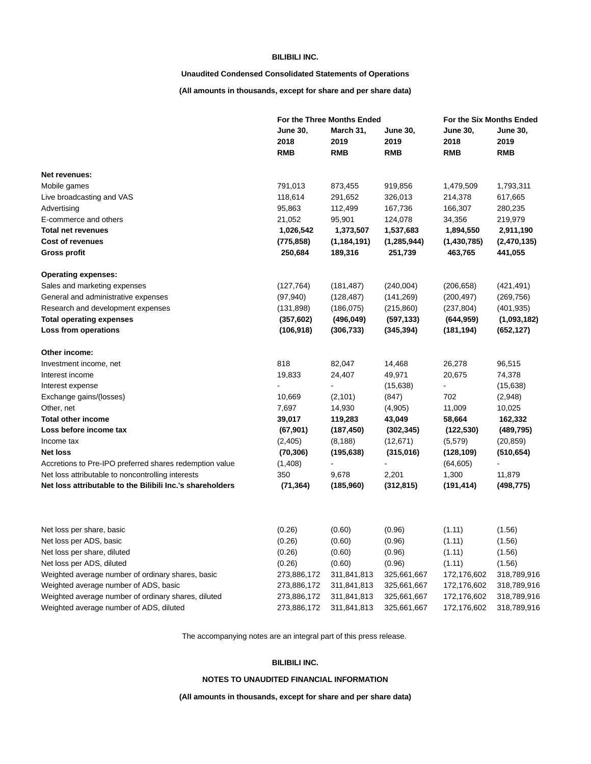**BILIBILI INC.**

**Unaudited Condensed Consolidated Statements of Operations**

**(All amounts in thousands, except for share and per share data)**

| | For the Three Months Ended | | | For the Six Months Ended | |
|---|---|---|---|---|---|
| | June 30, 2018 RMB | March 31, 2019 RMB | June 30, 2019 RMB | June 30, 2018 RMB | June 30, 2019 RMB |
| **Net revenues:** | | | | | |
| Mobile games | 791,013 | 873,455 | 919,856 | 1,479,509 | 1,793,311 |
| Live broadcasting and VAS | 118,614 | 291,652 | 326,013 | 214,378 | 617,665 |
| Advertising | 95,863 | 112,499 | 167,736 | 166,307 | 280,235 |
| E-commerce and others | 21,052 | 95,901 | 124,078 | 34,356 | 219,979 |
| **Total net revenues** | **1,026,542** | **1,373,507** | **1,537,683** | **1,894,550** | **2,911,190** |
| **Cost of revenues** | **(775,858)** | **(1,184,191)** | **(1,285,944)** | **(1,430,785)** | **(2,470,135)** |
| **Gross profit** | **250,684** | **189,316** | **251,739** | **463,765** | **441,055** |
| | | | | | |
| **Operating expenses:** | | | | | |
| Sales and marketing expenses | (127,764) | (181,487) | (240,004) | (206,658) | (421,491) |
| General and administrative expenses | (97,940) | (128,487) | (141,269) | (200,497) | (269,756) |
| Research and development expenses | (131,898) | (186,075) | (215,860) | (237,804) | (401,935) |
| **Total operating expenses** | **(357,602)** | **(496,049)** | **(597,133)** | **(644,959)** | **(1,093,182)** |
| **Loss from operations** | **(106,918)** | **(306,733)** | **(345,394)** | **(181,194)** | **(652,127)** |
| | | | | | |
| **Other income:** | | | | | |
| Investment income, net | 818 | 82,047 | 14,468 | 26,278 | 96,515 |
| Interest income | 19,833 | 24,407 | 49,971 | 20,675 | 74,378 |
| Interest expense | - | - | (15,638) | - | (15,638) |
| Exchange gains/(losses) | 10,669 | (2,101) | (847) | 702 | (2,948) |
| Other, net | 7,697 | 14,930 | (4,905) | 11,009 | 10,025 |
| **Total other income** | **39,017** | **119,283** | **43,049** | **58,664** | **162,332** |
| **Loss before income tax** | **(67,901)** | **(187,450)** | **(302,345)** | **(122,530)** | **(489,795)** |
| Income tax | (2,405) | (8,188) | (12,671) | (5,579) | (20,859) |
| **Net loss** | **(70,306)** | **(195,638)** | **(315,016)** | **(128,109)** | **(510,654)** |
| Accretions to Pre-IPO preferred shares redemption value | (1,408) | - | - | (64,605) | - |
| Net loss attributable to noncontrolling interests | 350 | 9,678 | 2,201 | 1,300 | 11,879 |
| **Net loss attributable to the Bilibili Inc.'s shareholders** | **(71,364)** | **(185,960)** | **(312,815)** | **(191,414)** | **(498,775)** |
| | | | | | |
| Net loss per share, basic | (0.26) | (0.60) | (0.96) | (1.11) | (1.56) |
| Net loss per ADS, basic | (0.26) | (0.60) | (0.96) | (1.11) | (1.56) |
| Net loss per share, diluted | (0.26) | (0.60) | (0.96) | (1.11) | (1.56) |
| Net loss per ADS, diluted | (0.26) | (0.60) | (0.96) | (1.11) | (1.56) |
| Weighted average number of ordinary shares, basic | 273,886,172 | 311,841,813 | 325,661,667 | 172,176,602 | 318,789,916 |
| Weighted average number of ADS, basic | 273,886,172 | 311,841,813 | 325,661,667 | 172,176,602 | 318,789,916 |
| Weighted average number of ordinary shares, diluted | 273,886,172 | 311,841,813 | 325,661,667 | 172,176,602 | 318,789,916 |
| Weighted average number of ADS, diluted | 273,886,172 | 311,841,813 | 325,661,667 | 172,176,602 | 318,789,916 |

The accompanying notes are an integral part of this press release.

**BILIBILI INC.**

**NOTES TO UNAUDITED FINANCIAL INFORMATION**

**(All amounts in thousands, except for share and per share data)**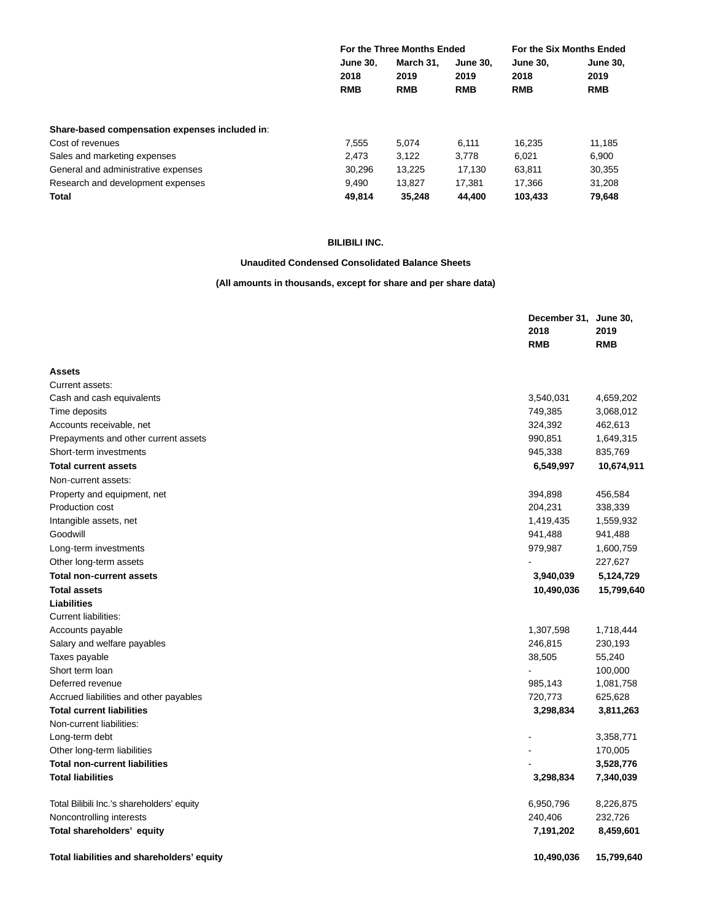| | For the Three Months Ended | | | For the Six Months Ended | |
|---|---|---|---|---|---|
| | June 30, 2018 RMB | March 31, 2019 RMB | June 30, 2019 RMB | June 30, 2018 RMB | June 30, 2019 RMB |
| **Share-based compensation expenses included in**: | | | | | |
| Cost of revenues | 7,555 | 5,074 | 6,111 | 16,235 | 11,185 |
| Sales and marketing expenses | 2,473 | 3,122 | 3,778 | 6,021 | 6,900 |
| General and administrative expenses | 30,296 | 13,225 | 17,130 | 63,811 | 30,355 |
| Research and development expenses | 9,490 | 13,827 | 17,381 | 17,366 | 31,208 |
| **Total** | **49,814** | **35,248** | **44,400** | **103,433** | **79,648** |

**BILIBILI INC.**

**Unaudited Condensed Consolidated Balance Sheets**

**(All amounts in thousands, except for share and per share data)**

| | December 31, 2018 RMB | June 30, 2019 RMB |
|---|---|---|
| **Assets** | | |
| Current assets: | | |
| Cash and cash equivalents | 3,540,031 | 4,659,202 |
| Time deposits | 749,385 | 3,068,012 |
| Accounts receivable, net | 324,392 | 462,613 |
| Prepayments and other current assets | 990,851 | 1,649,315 |
| Short-term investments | 945,338 | 835,769 |
| **Total current assets** | **6,549,997** | **10,674,911** |
| Non-current assets: | | |
| Property and equipment, net | 394,898 | 456,584 |
| Production cost | 204,231 | 338,339 |
| Intangible assets, net | 1,419,435 | 1,559,932 |
| Goodwill | 941,488 | 941,488 |
| Long-term investments | 979,987 | 1,600,759 |
| Other long-term assets | - | 227,627 |
| **Total non-current assets** | **3,940,039** | **5,124,729** |
| **Total assets** | **10,490,036** | **15,799,640** |
| **Liabilities** | | |
| Current liabilities: | | |
| Accounts payable | 1,307,598 | 1,718,444 |
| Salary and welfare payables | 246,815 | 230,193 |
| Taxes payable | 38,505 | 55,240 |
| Short term loan | - | 100,000 |
| Deferred revenue | 985,143 | 1,081,758 |
| Accrued liabilities and other payables | 720,773 | 625,628 |
| **Total current liabilities** | **3,298,834** | **3,811,263** |
| Non-current liabilities: | | |
| Long-term debt | - | 3,358,771 |
| Other long-term liabilities | - | 170,005 |
| **Total non-current liabilities** | - | **3,528,776** |
| **Total liabilities** | **3,298,834** | **7,340,039** |
| Total Bilibili Inc.'s shareholders' equity | 6,950,796 | 8,226,875 |
| Noncontrolling interests | 240,406 | 232,726 |
| **Total shareholders' equity** | **7,191,202** | **8,459,601** |
| **Total liabilities and shareholders' equity** | **10,490,036** | **15,799,640** |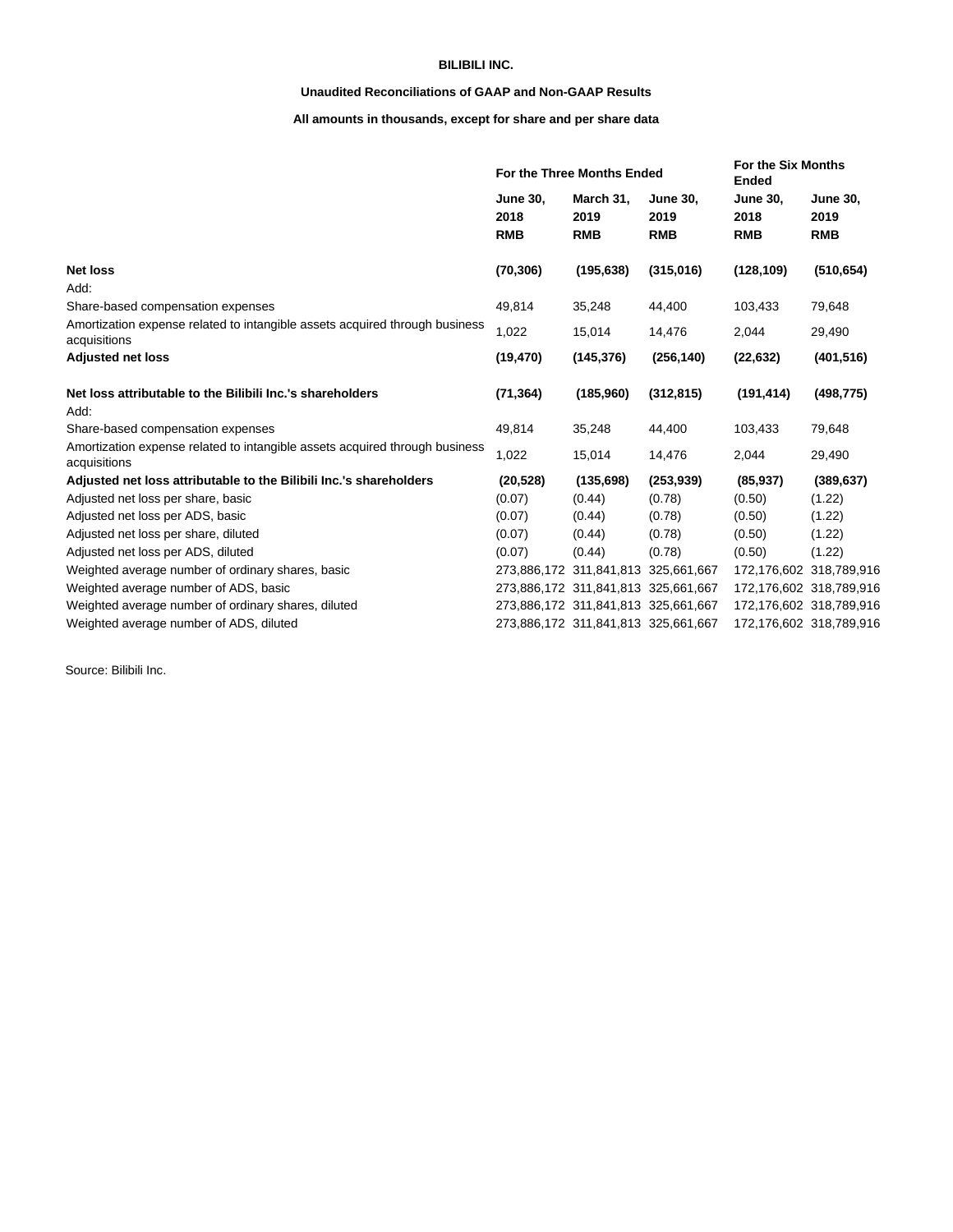**BILIBILI INC.**

**Unaudited Reconciliations of GAAP and Non-GAAP Results**

**All amounts in thousands, except for share and per share data**

| | For the Three Months Ended | | | For the Six Months Ended | |
|---|---|---|---|---|---|
| | June 30, 2018 RMB | March 31, 2019 RMB | June 30, 2019 RMB | June 30, 2018 RMB | June 30, 2019 RMB |
| **Net loss** | **(70,306)** | **(195,638)** | **(315,016)** | **(128,109)** | **(510,654)** |
| Add: | | | | | |
| Share-based compensation expenses | 49,814 | 35,248 | 44,400 | 103,433 | 79,648 |
| Amortization expense related to intangible assets acquired through business acquisitions | 1,022 | 15,014 | 14,476 | 2,044 | 29,490 |
| **Adjusted net loss** | **(19,470)** | **(145,376)** | **(256,140)** | **(22,632)** | **(401,516)** |
| | | | | | |
| **Net loss attributable to the Bilibili Inc.'s shareholders** | **(71,364)** | **(185,960)** | **(312,815)** | **(191,414)** | **(498,775)** |
| Add: | | | | | |
| Share-based compensation expenses | 49,814 | 35,248 | 44,400 | 103,433 | 79,648 |
| Amortization expense related to intangible assets acquired through business acquisitions | 1,022 | 15,014 | 14,476 | 2,044 | 29,490 |
| **Adjusted net loss attributable to the Bilibili Inc.'s shareholders** | **(20,528)** | **(135,698)** | **(253,939)** | **(85,937)** | **(389,637)** |
| Adjusted net loss per share, basic | (0.07) | (0.44) | (0.78) | (0.50) | (1.22) |
| Adjusted net loss per ADS, basic | (0.07) | (0.44) | (0.78) | (0.50) | (1.22) |
| Adjusted net loss per share, diluted | (0.07) | (0.44) | (0.78) | (0.50) | (1.22) |
| Adjusted net loss per ADS, diluted | (0.07) | (0.44) | (0.78) | (0.50) | (1.22) |
| Weighted average number of ordinary shares, basic | 273,886,172 | 311,841,813 | 325,661,667 | 172,176,602 | 318,789,916 |
| Weighted average number of ADS, basic | 273,886,172 | 311,841,813 | 325,661,667 | 172,176,602 | 318,789,916 |
| Weighted average number of ordinary shares, diluted | 273,886,172 | 311,841,813 | 325,661,667 | 172,176,602 | 318,789,916 |
| Weighted average number of ADS, diluted | 273,886,172 | 311,841,813 | 325,661,667 | 172,176,602 | 318,789,916 |

Source: Bilibili Inc.